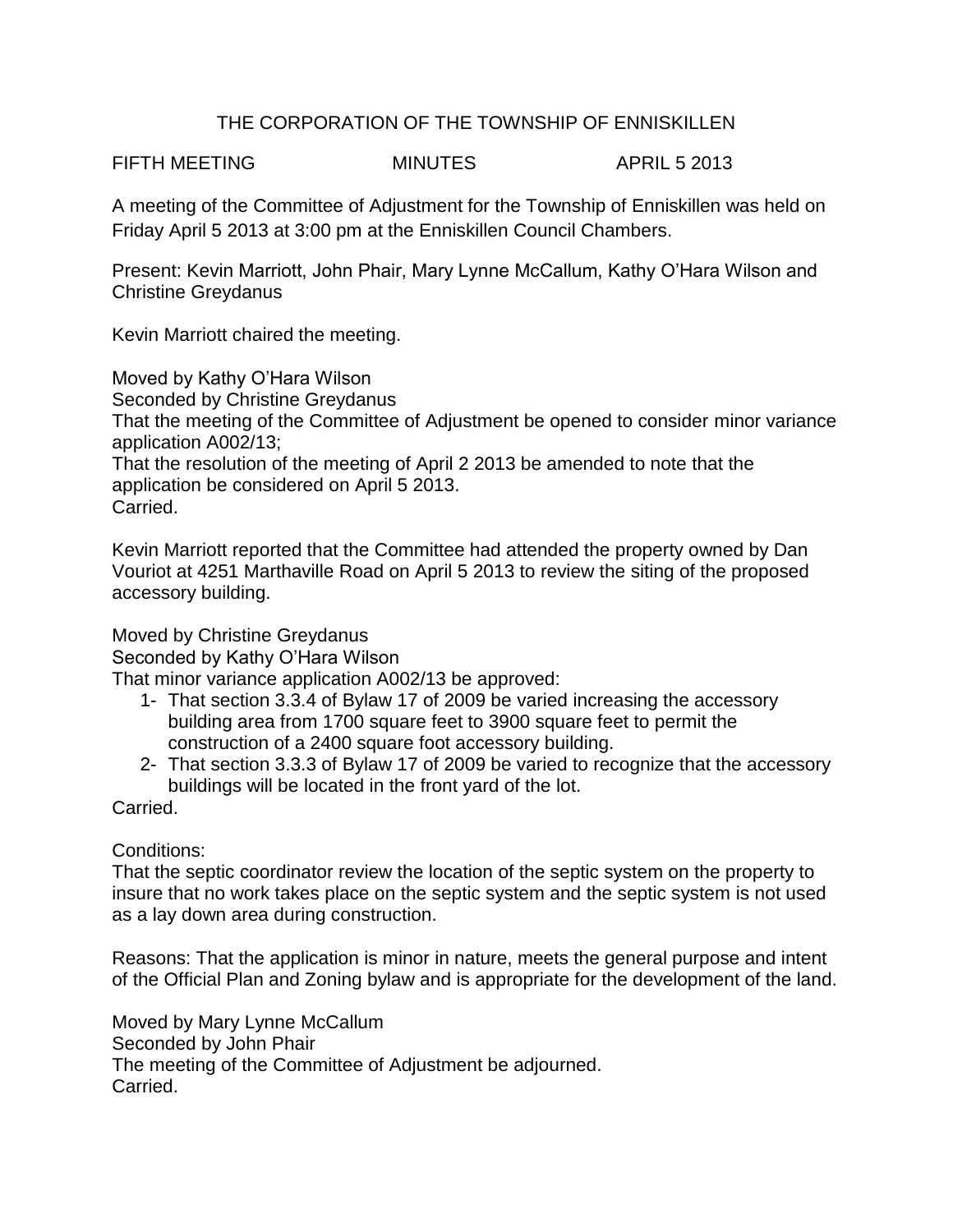# THE CORPORATION OF THE TOWNSHIP OF ENNISKILLEN

FIFTH MEETING MINUTES APRIL 5 2013

A meeting of the Committee of Adjustment for the Township of Enniskillen was held on Friday April 5 2013 at 3:00 pm at the Enniskillen Council Chambers.

Present: Kevin Marriott, John Phair, Mary Lynne McCallum, Kathy O'Hara Wilson and Christine Greydanus

Kevin Marriott chaired the meeting.

Moved by Kathy O'Hara Wilson
Seconded by Christine Greydanus
That the meeting of the Committee of Adjustment be opened to consider minor variance application A002/13;
That the resolution of the meeting of April 2 2013 be amended to note that the application be considered on April 5 2013.
Carried.

Kevin Marriott reported that the Committee had attended the property owned by Dan Vouriot at 4251 Marthaville Road on April 5 2013 to review the siting of the proposed accessory building.

Moved by Christine Greydanus
Seconded by Kathy O'Hara Wilson
That minor variance application A002/13 be approved:

1- That section 3.3.4 of Bylaw 17 of 2009 be varied increasing the accessory building area from 1700 square feet to 3900 square feet to permit the construction of a 2400 square foot accessory building.
2- That section 3.3.3 of Bylaw 17 of 2009 be varied to recognize that the accessory buildings will be located in the front yard of the lot.

Carried.

Conditions:
That the septic coordinator review the location of the septic system on the property to insure that no work takes place on the septic system and the septic system is not used as a lay down area during construction.

Reasons: That the application is minor in nature, meets the general purpose and intent of the Official Plan and Zoning bylaw and is appropriate for the development of the land.

Moved by Mary Lynne McCallum
Seconded by John Phair
The meeting of the Committee of Adjustment be adjourned.
Carried.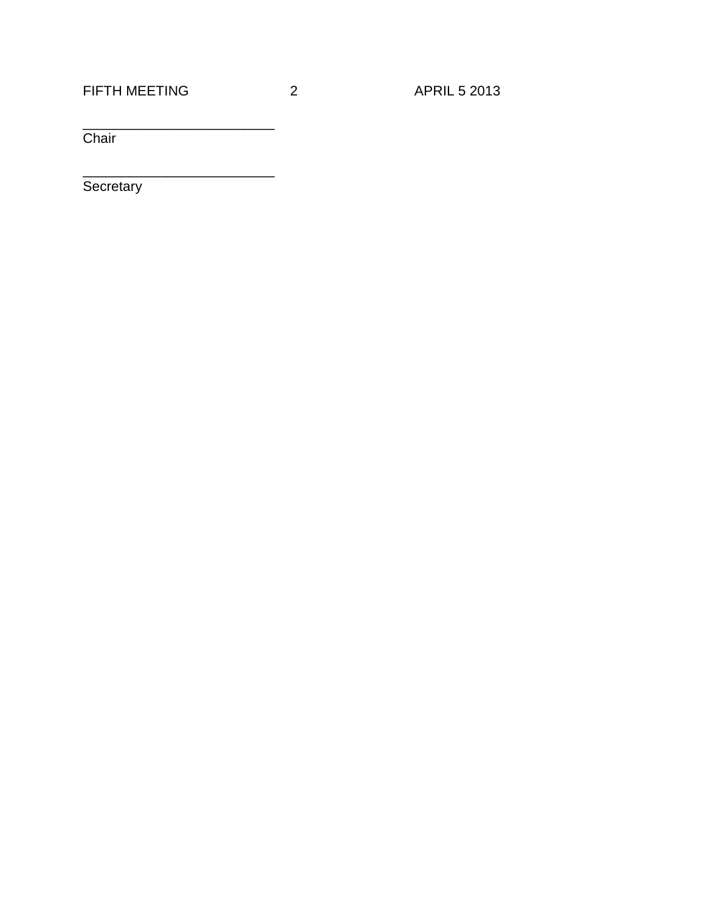_________________________
Chair

_________________________
Secretary